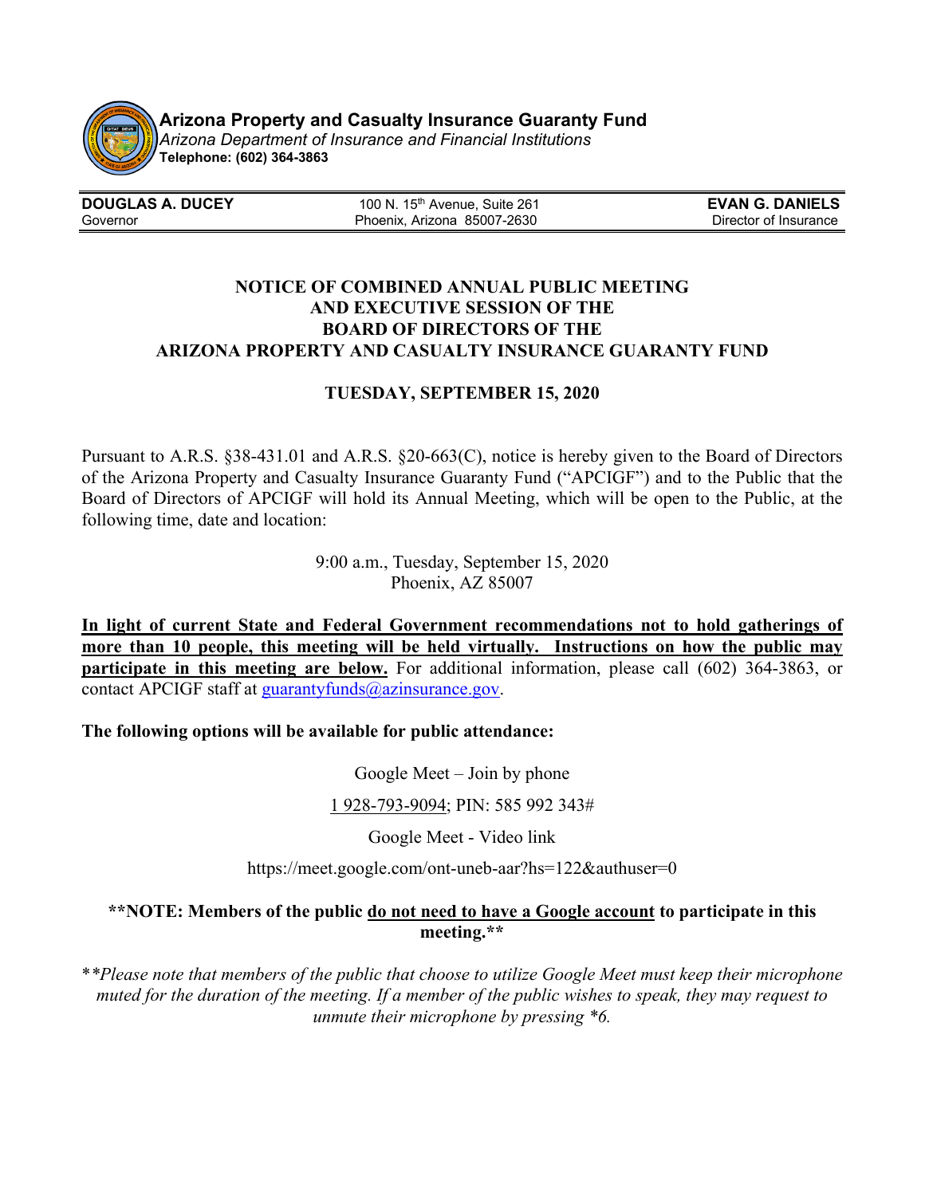**Arizona Property and Casualty Insurance Guaranty Fund**
*Arizona Department of Insurance and Financial Institutions*
**Telephone: (602) 364-3863**

| **DOUGLAS A. DUCEY** | 100 N. 15th Avenue, Suite 261 | **EVAN G. DANIELS** |
|---|---|---|
| Governor | Phoenix, Arizona 85007-2630 | Director of Insurance |

# NOTICE OF COMBINED ANNUAL PUBLIC MEETING AND EXECUTIVE SESSION OF THE BOARD OF DIRECTORS OF THE ARIZONA PROPERTY AND CASUALTY INSURANCE GUARANTY FUND

## TUESDAY, SEPTEMBER 15, 2020

Pursuant to A.R.S. §38-431.01 and A.R.S. §20-663(C), notice is hereby given to the Board of Directors of the Arizona Property and Casualty Insurance Guaranty Fund ("APCIGF") and to the Public that the Board of Directors of APCIGF will hold its Annual Meeting, which will be open to the Public, at the following time, date and location:

9:00 a.m., Tuesday, September 15, 2020
Phoenix, AZ 85007

**In light of current State and Federal Government recommendations not to hold gatherings of more than 10 people, this meeting will be held virtually. Instructions on how the public may participate in this meeting are below.** For additional information, please call (602) 364-3863, or contact APCIGF staff at guarantyfunds@azinsurance.gov.

**The following options will be available for public attendance:**

Google Meet – Join by phone

1 928-793-9094; PIN: 585 992 343#

Google Meet - Video link

https://meet.google.com/ont-uneb-aar?hs=122&authuser=0

**\*\*NOTE: Members of the public do not need to have a Google account to participate in this meeting.\*\***

*\*\*Please note that members of the public that choose to utilize Google Meet must keep their microphone muted for the duration of the meeting. If a member of the public wishes to speak, they may request to unmute their microphone by pressing \*6.*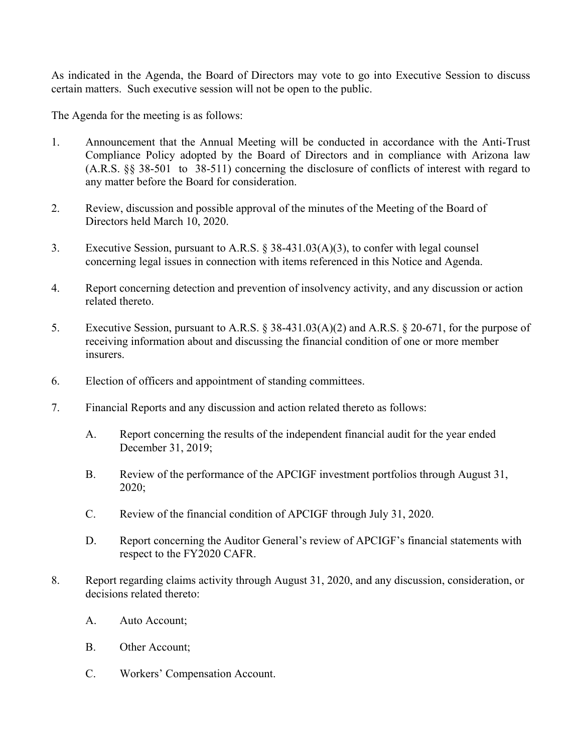As indicated in the Agenda, the Board of Directors may vote to go into Executive Session to discuss certain matters. Such executive session will not be open to the public.

The Agenda for the meeting is as follows:

1. Announcement that the Annual Meeting will be conducted in accordance with the Anti-Trust Compliance Policy adopted by the Board of Directors and in compliance with Arizona law (A.R.S. §§ 38-501 to 38-511) concerning the disclosure of conflicts of interest with regard to any matter before the Board for consideration.

2. Review, discussion and possible approval of the minutes of the Meeting of the Board of Directors held March 10, 2020.

3. Executive Session, pursuant to A.R.S. § 38-431.03(A)(3), to confer with legal counsel concerning legal issues in connection with items referenced in this Notice and Agenda.

4. Report concerning detection and prevention of insolvency activity, and any discussion or action related thereto.

5. Executive Session, pursuant to A.R.S. § 38-431.03(A)(2) and A.R.S. § 20-671, for the purpose of receiving information about and discussing the financial condition of one or more member insurers.

6. Election of officers and appointment of standing committees.

7. Financial Reports and any discussion and action related thereto as follows:

   A. Report concerning the results of the independent financial audit for the year ended December 31, 2019;

   B. Review of the performance of the APCIGF investment portfolios through August 31, 2020;

   C. Review of the financial condition of APCIGF through July 31, 2020.

   D. Report concerning the Auditor General's review of APCIGF's financial statements with respect to the FY2020 CAFR.

8. Report regarding claims activity through August 31, 2020, and any discussion, consideration, or decisions related thereto:

   A. Auto Account;

   B. Other Account;

   C. Workers' Compensation Account.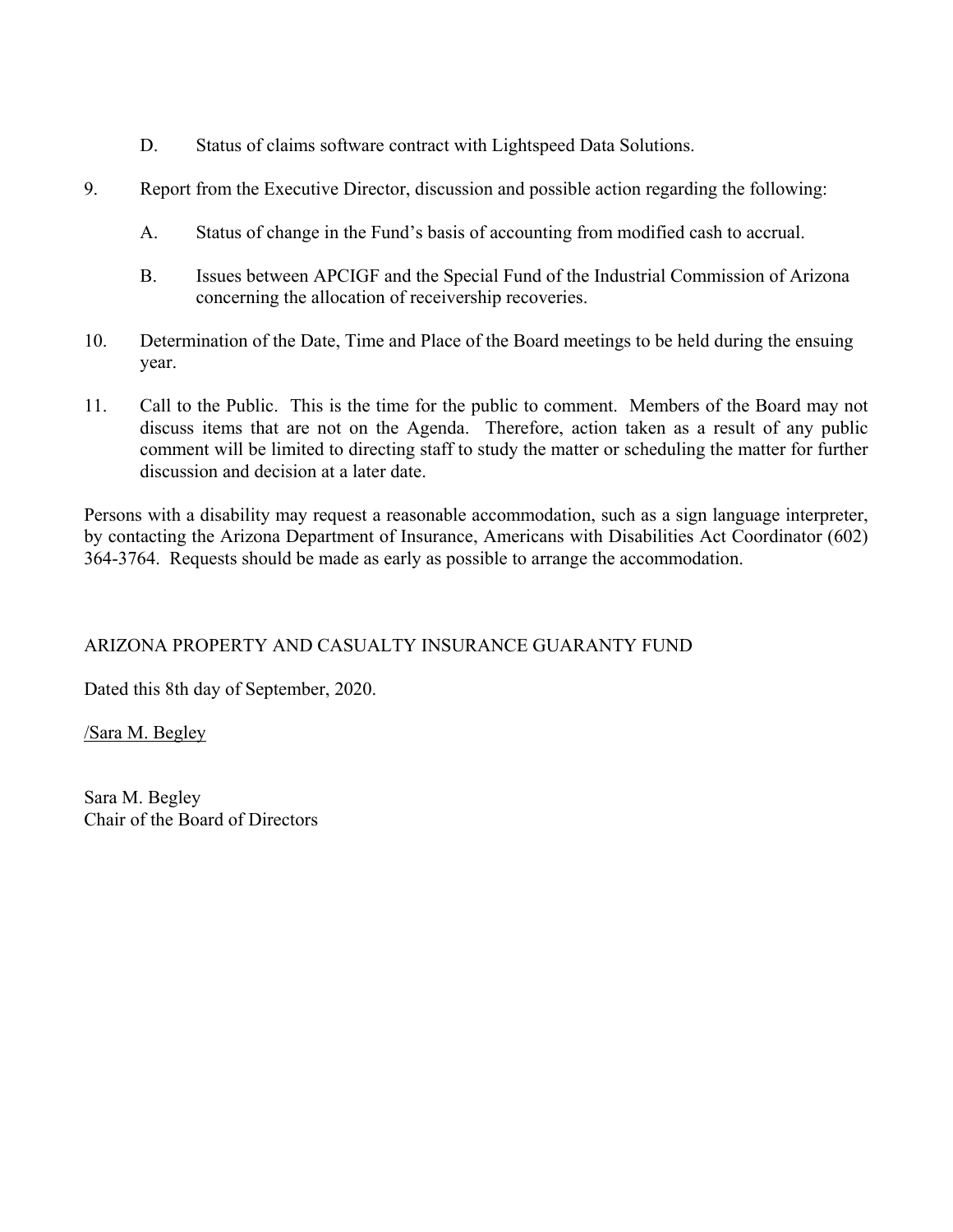D. Status of claims software contract with Lightspeed Data Solutions.

9. Report from the Executive Director, discussion and possible action regarding the following:

   A. Status of change in the Fund's basis of accounting from modified cash to accrual.

   B. Issues between APCIGF and the Special Fund of the Industrial Commission of Arizona concerning the allocation of receivership recoveries.

10. Determination of the Date, Time and Place of the Board meetings to be held during the ensuing year.

11. Call to the Public. This is the time for the public to comment. Members of the Board may not discuss items that are not on the Agenda. Therefore, action taken as a result of any public comment will be limited to directing staff to study the matter or scheduling the matter for further discussion and decision at a later date.

Persons with a disability may request a reasonable accommodation, such as a sign language interpreter, by contacting the Arizona Department of Insurance, Americans with Disabilities Act Coordinator (602) 364-3764. Requests should be made as early as possible to arrange the accommodation.

ARIZONA PROPERTY AND CASUALTY INSURANCE GUARANTY FUND

Dated this 8th day of September, 2020.

/Sara M. Begley

Sara M. Begley
Chair of the Board of Directors